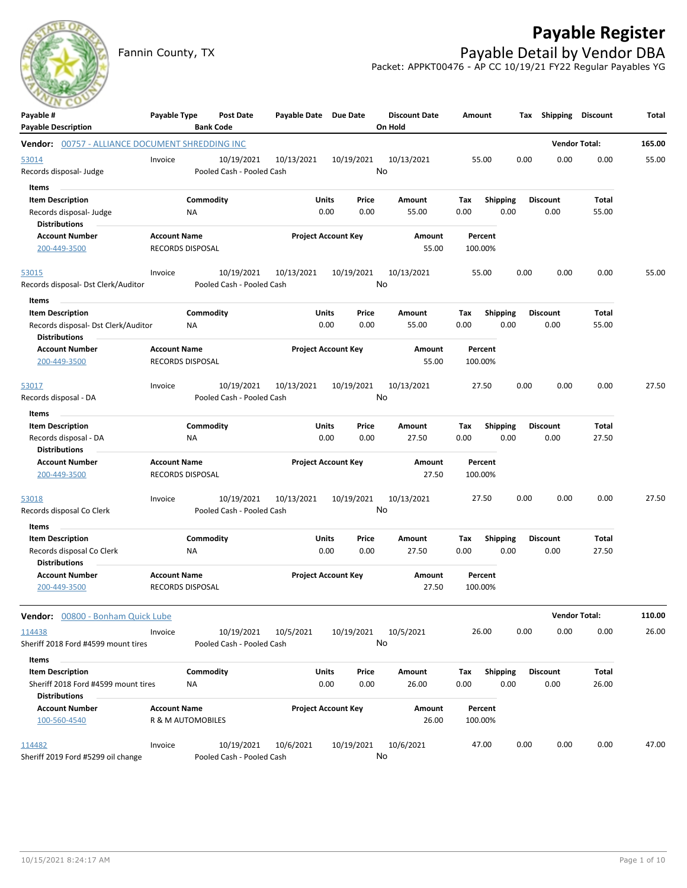# Payable Register

Fannin County, TX

## Payable Detail by Vendor DBA

Packet: APPKT00476 - AP CC 10/19/21 FY22 Regular Payables YG

| Payable # / Payable Description | Payable Type | Post Date / Bank Code | Payable Date | Due Date | Discount Date / On Hold | Amount | Tax | Shipping | Discount | Total |
|---|---|---|---|---|---|---|---|---|---|---|

**Vendor: 00757 - ALLIANCE DOCUMENT SHREDDING INC** — Vendor Total: 165.00

| Payable # | Payable Type | Post Date | Payable Date | Due Date | Discount Date | Amount | Tax | Shipping | Discount | Total |
|---|---|---|---|---|---|---|---|---|---|---|
| 53014 | Invoice | 10/19/2021 | 10/13/2021 | 10/19/2021 | 10/13/2021 | 55.00 | 0.00 | 0.00 | 0.00 | 55.00 |

Records disposal- Judge — Pooled Cash - Pooled Cash — On Hold: No

Items

| Item Description | Commodity | Units | Price | Amount | Tax | Shipping | Discount | Total |
|---|---|---|---|---|---|---|---|---|
| Records disposal- Judge | NA | 0.00 | 0.00 | 55.00 | 0.00 | 0.00 | 0.00 | 55.00 |

Distributions

| Account Number | Account Name | Project Account Key | Amount | Percent |
|---|---|---|---|---|
| 200-449-3500 | RECORDS DISPOSAL | | 55.00 | 100.00% |

| Payable # | Payable Type | Post Date | Payable Date | Due Date | Discount Date | Amount | Tax | Shipping | Discount | Total |
|---|---|---|---|---|---|---|---|---|---|---|
| 53015 | Invoice | 10/19/2021 | 10/13/2021 | 10/19/2021 | 10/13/2021 | 55.00 | 0.00 | 0.00 | 0.00 | 55.00 |

Records disposal- Dst Clerk/Auditor — Pooled Cash - Pooled Cash — On Hold: No

Items

| Item Description | Commodity | Units | Price | Amount | Tax | Shipping | Discount | Total |
|---|---|---|---|---|---|---|---|---|
| Records disposal- Dst Clerk/Auditor | NA | 0.00 | 0.00 | 55.00 | 0.00 | 0.00 | 0.00 | 55.00 |

Distributions

| Account Number | Account Name | Project Account Key | Amount | Percent |
|---|---|---|---|---|
| 200-449-3500 | RECORDS DISPOSAL | | 55.00 | 100.00% |

| Payable # | Payable Type | Post Date | Payable Date | Due Date | Discount Date | Amount | Tax | Shipping | Discount | Total |
|---|---|---|---|---|---|---|---|---|---|---|
| 53017 | Invoice | 10/19/2021 | 10/13/2021 | 10/19/2021 | 10/13/2021 | 27.50 | 0.00 | 0.00 | 0.00 | 27.50 |

Records disposal - DA — Pooled Cash - Pooled Cash — On Hold: No

Items

| Item Description | Commodity | Units | Price | Amount | Tax | Shipping | Discount | Total |
|---|---|---|---|---|---|---|---|---|
| Records disposal - DA | NA | 0.00 | 0.00 | 27.50 | 0.00 | 0.00 | 0.00 | 27.50 |

Distributions

| Account Number | Account Name | Project Account Key | Amount | Percent |
|---|---|---|---|---|
| 200-449-3500 | RECORDS DISPOSAL | | 27.50 | 100.00% |

| Payable # | Payable Type | Post Date | Payable Date | Due Date | Discount Date | Amount | Tax | Shipping | Discount | Total |
|---|---|---|---|---|---|---|---|---|---|---|
| 53018 | Invoice | 10/19/2021 | 10/13/2021 | 10/19/2021 | 10/13/2021 | 27.50 | 0.00 | 0.00 | 0.00 | 27.50 |

Records disposal Co Clerk — Pooled Cash - Pooled Cash — On Hold: No

Items

| Item Description | Commodity | Units | Price | Amount | Tax | Shipping | Discount | Total |
|---|---|---|---|---|---|---|---|---|
| Records disposal Co Clerk | NA | 0.00 | 0.00 | 27.50 | 0.00 | 0.00 | 0.00 | 27.50 |

Distributions

| Account Number | Account Name | Project Account Key | Amount | Percent |
|---|---|---|---|---|
| 200-449-3500 | RECORDS DISPOSAL | | 27.50 | 100.00% |

**Vendor: 00800 - Bonham Quick Lube** — Vendor Total: 110.00

| Payable # | Payable Type | Post Date | Payable Date | Due Date | Discount Date | Amount | Tax | Shipping | Discount | Total |
|---|---|---|---|---|---|---|---|---|---|---|
| 114438 | Invoice | 10/19/2021 | 10/5/2021 | 10/19/2021 | 10/5/2021 | 26.00 | 0.00 | 0.00 | 0.00 | 26.00 |

Sheriff 2018 Ford #4599 mount tires — Pooled Cash - Pooled Cash — On Hold: No

Items

| Item Description | Commodity | Units | Price | Amount | Tax | Shipping | Discount | Total |
|---|---|---|---|---|---|---|---|---|
| Sheriff 2018 Ford #4599 mount tires | NA | 0.00 | 0.00 | 26.00 | 0.00 | 0.00 | 0.00 | 26.00 |

Distributions

| Account Number | Account Name | Project Account Key | Amount | Percent |
|---|---|---|---|---|
| 100-560-4540 | R & M AUTOMOBILES | | 26.00 | 100.00% |

| Payable # | Payable Type | Post Date | Payable Date | Due Date | Discount Date | Amount | Tax | Shipping | Discount | Total |
|---|---|---|---|---|---|---|---|---|---|---|
| 114482 | Invoice | 10/19/2021 | 10/6/2021 | 10/19/2021 | 10/6/2021 | 47.00 | 0.00 | 0.00 | 0.00 | 47.00 |

Sheriff 2019 Ford #5299 oil change — Pooled Cash - Pooled Cash — On Hold: No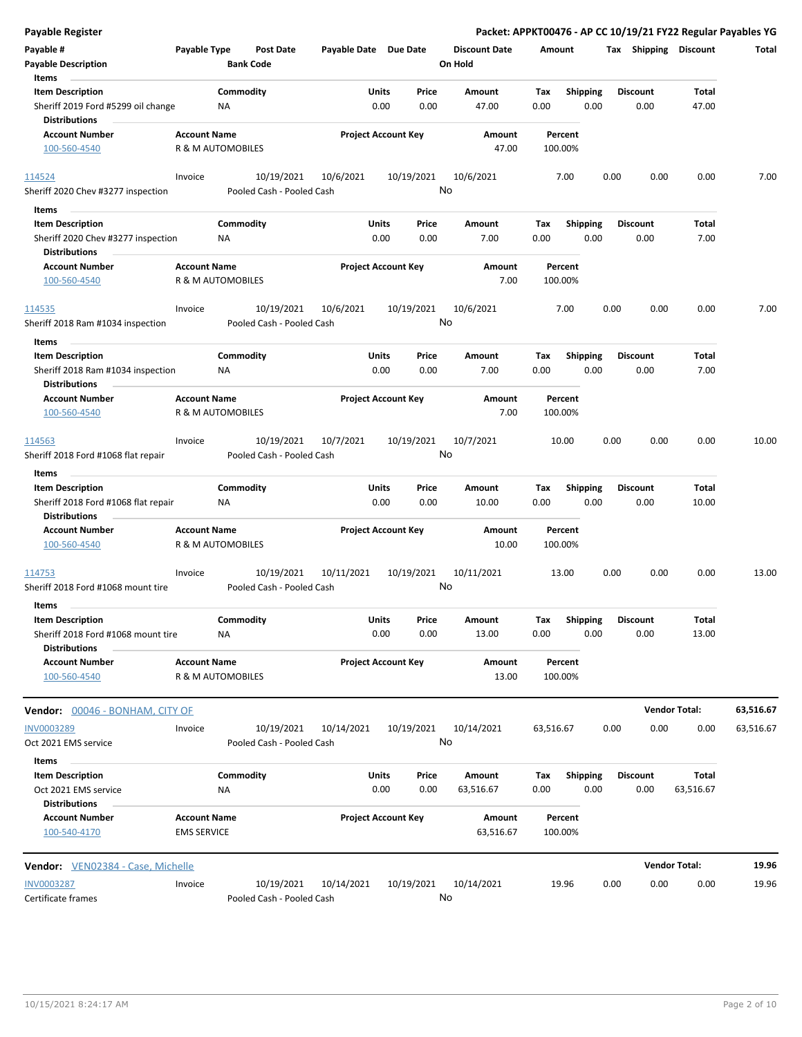## Payable Register

**Packet: APPKT00476 - AP CC 10/19/21 FY22 Regular Payables YG**

| Payable # | Payable Type | Post Date | Payable Date | Due Date | Discount Date | Amount | Tax | Shipping | Discount | Total |
|---|---|---|---|---|---|---|---|---|---|---|
| Payable Description | | Bank Code | | | On Hold | | | | | |

**Items**

| Item Description | Commodity | Units | Price | Amount | Tax | Shipping | Discount | Total |
|---|---|---|---|---|---|---|---|---|
| Sheriff 2019 Ford #5299 oil change | NA | 0.00 | 0.00 | 47.00 | 0.00 | 0.00 | 0.00 | 47.00 |

**Distributions**

| Account Number | Account Name | Project Account Key | Amount | Percent |
|---|---|---|---|---|
| 100-560-4540 | R & M AUTOMOBILES | | 47.00 | 100.00% |

| Payable # | Payable Type | Post Date | Payable Date | Due Date | Discount Date | Amount | Tax | Shipping | Discount | Total |
|---|---|---|---|---|---|---|---|---|---|---|
| 114524 | Invoice | 10/19/2021 | 10/6/2021 | 10/19/2021 | 10/6/2021 | 7.00 | 0.00 | 0.00 | 0.00 | 7.00 |
| Sheriff 2020 Chev #3277 inspection | | Pooled Cash - Pooled Cash | | | No | | | | | |

**Items**

| Item Description | Commodity | Units | Price | Amount | Tax | Shipping | Discount | Total |
|---|---|---|---|---|---|---|---|---|
| Sheriff 2020 Chev #3277 inspection | NA | 0.00 | 0.00 | 7.00 | 0.00 | 0.00 | 0.00 | 7.00 |

**Distributions**

| Account Number | Account Name | Project Account Key | Amount | Percent |
|---|---|---|---|---|
| 100-560-4540 | R & M AUTOMOBILES | | 7.00 | 100.00% |

| Payable # | Payable Type | Post Date | Payable Date | Due Date | Discount Date | Amount | Tax | Shipping | Discount | Total |
|---|---|---|---|---|---|---|---|---|---|---|
| 114535 | Invoice | 10/19/2021 | 10/6/2021 | 10/19/2021 | 10/6/2021 | 7.00 | 0.00 | 0.00 | 0.00 | 7.00 |
| Sheriff 2018 Ram #1034 inspection | | Pooled Cash - Pooled Cash | | | No | | | | | |

**Items**

| Item Description | Commodity | Units | Price | Amount | Tax | Shipping | Discount | Total |
|---|---|---|---|---|---|---|---|---|
| Sheriff 2018 Ram #1034 inspection | NA | 0.00 | 0.00 | 7.00 | 0.00 | 0.00 | 0.00 | 7.00 |

**Distributions**

| Account Number | Account Name | Project Account Key | Amount | Percent |
|---|---|---|---|---|
| 100-560-4540 | R & M AUTOMOBILES | | 7.00 | 100.00% |

| Payable # | Payable Type | Post Date | Payable Date | Due Date | Discount Date | Amount | Tax | Shipping | Discount | Total |
|---|---|---|---|---|---|---|---|---|---|---|
| 114563 | Invoice | 10/19/2021 | 10/7/2021 | 10/19/2021 | 10/7/2021 | 10.00 | 0.00 | 0.00 | 0.00 | 10.00 |
| Sheriff 2018 Ford #1068 flat repair | | Pooled Cash - Pooled Cash | | | No | | | | | |

**Items**

| Item Description | Commodity | Units | Price | Amount | Tax | Shipping | Discount | Total |
|---|---|---|---|---|---|---|---|---|
| Sheriff 2018 Ford #1068 flat repair | NA | 0.00 | 0.00 | 10.00 | 0.00 | 0.00 | 0.00 | 10.00 |

**Distributions**

| Account Number | Account Name | Project Account Key | Amount | Percent |
|---|---|---|---|---|
| 100-560-4540 | R & M AUTOMOBILES | | 10.00 | 100.00% |

| Payable # | Payable Type | Post Date | Payable Date | Due Date | Discount Date | Amount | Tax | Shipping | Discount | Total |
|---|---|---|---|---|---|---|---|---|---|---|
| 114753 | Invoice | 10/19/2021 | 10/11/2021 | 10/19/2021 | 10/11/2021 | 13.00 | 0.00 | 0.00 | 0.00 | 13.00 |
| Sheriff 2018 Ford #1068 mount tire | | Pooled Cash - Pooled Cash | | | No | | | | | |

**Items**

| Item Description | Commodity | Units | Price | Amount | Tax | Shipping | Discount | Total |
|---|---|---|---|---|---|---|---|---|
| Sheriff 2018 Ford #1068 mount tire | NA | 0.00 | 0.00 | 13.00 | 0.00 | 0.00 | 0.00 | 13.00 |

**Distributions**

| Account Number | Account Name | Project Account Key | Amount | Percent |
|---|---|---|---|---|
| 100-560-4540 | R & M AUTOMOBILES | | 13.00 | 100.00% |

**Vendor:** 00046 - BONHAM, CITY OF — **Vendor Total: 63,516.67**

| Payable # | Payable Type | Post Date | Payable Date | Due Date | Discount Date | Amount | Tax | Shipping | Discount | Total |
|---|---|---|---|---|---|---|---|---|---|---|
| INV0003289 | Invoice | 10/19/2021 | 10/14/2021 | 10/19/2021 | 10/14/2021 | 63,516.67 | 0.00 | 0.00 | 0.00 | 63,516.67 |
| Oct 2021 EMS service | | Pooled Cash - Pooled Cash | | | No | | | | | |

**Items**

| Item Description | Commodity | Units | Price | Amount | Tax | Shipping | Discount | Total |
|---|---|---|---|---|---|---|---|---|
| Oct 2021 EMS service | NA | 0.00 | 0.00 | 63,516.67 | 0.00 | 0.00 | 0.00 | 63,516.67 |

**Distributions**

| Account Number | Account Name | Project Account Key | Amount | Percent |
|---|---|---|---|---|
| 100-540-4170 | EMS SERVICE | | 63,516.67 | 100.00% |

**Vendor:** VEN02384 - Case, Michelle — **Vendor Total: 19.96**

| Payable # | Payable Type | Post Date | Payable Date | Due Date | Discount Date | Amount | Tax | Shipping | Discount | Total |
|---|---|---|---|---|---|---|---|---|---|---|
| INV0003287 | Invoice | 10/19/2021 | 10/14/2021 | 10/19/2021 | 10/14/2021 | 19.96 | 0.00 | 0.00 | 0.00 | 19.96 |
| Certificate frames | | Pooled Cash - Pooled Cash | | | No | | | | | |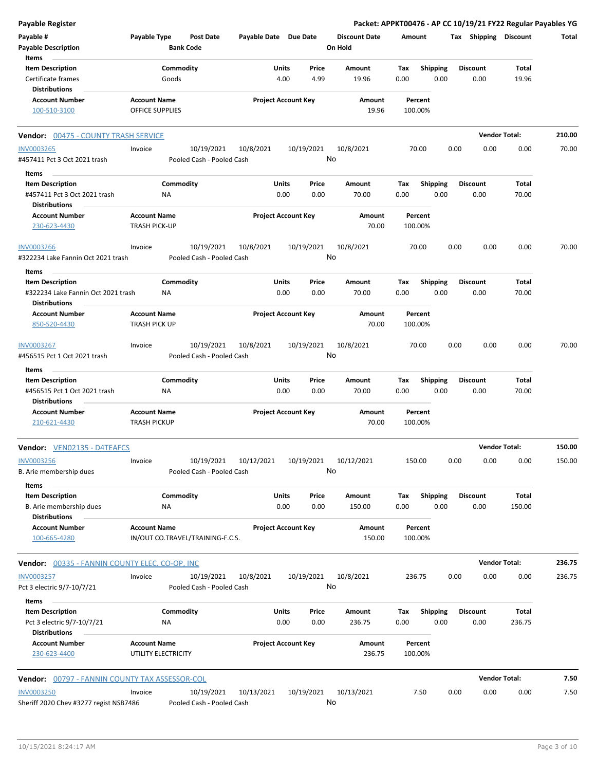**Payable Register** — Packet: APPKT00476 - AP CC 10/19/21 FY22 Regular Payables YG

| Payable # | Payable Type | Post Date | Payable Date | Due Date | Discount Date | Amount | Tax | Shipping | Discount | Total |
|---|---|---|---|---|---|---|---|---|---|---|
| Payable Description | | Bank Code | | | On Hold | | | | | |

**Items**

| Item Description | Commodity | Units | Price | Amount | Tax | Shipping | Discount | Total |
|---|---|---|---|---|---|---|---|---|
| Certificate frames | Goods | 4.00 | 4.99 | 19.96 | 0.00 | 0.00 | 0.00 | 19.96 |

**Distributions**

| Account Number | Account Name | Project Account Key | Amount | Percent |
|---|---|---|---|---|
| 100-510-3100 | OFFICE SUPPLIES | | 19.96 | 100.00% |

## Vendor: 00475 - COUNTY TRASH SERVICE — Vendor Total: 210.00

| Payable # | Payable Type | Post Date | Payable Date | Due Date | Discount Date | Amount | Tax | Shipping | Discount | Total |
|---|---|---|---|---|---|---|---|---|---|---|
| INV0003265 | Invoice | 10/19/2021 | 10/8/2021 | 10/19/2021 | 10/8/2021 | 70.00 | 0.00 | 0.00 | 0.00 | 70.00 |
| #457411 Pct 3 Oct 2021 trash | | Pooled Cash - Pooled Cash | | | No | | | | | |

**Items**

| Item Description | Commodity | Units | Price | Amount | Tax | Shipping | Discount | Total |
|---|---|---|---|---|---|---|---|---|
| #457411 Pct 3 Oct 2021 trash | NA | 0.00 | 0.00 | 70.00 | 0.00 | 0.00 | 0.00 | 70.00 |

**Distributions**

| Account Number | Account Name | Project Account Key | Amount | Percent |
|---|---|---|---|---|
| 230-623-4430 | TRASH PICK-UP | | 70.00 | 100.00% |

| Payable # | Payable Type | Post Date | Payable Date | Due Date | Discount Date | Amount | Tax | Shipping | Discount | Total |
|---|---|---|---|---|---|---|---|---|---|---|
| INV0003266 | Invoice | 10/19/2021 | 10/8/2021 | 10/19/2021 | 10/8/2021 | 70.00 | 0.00 | 0.00 | 0.00 | 70.00 |
| #322234 Lake Fannin Oct 2021 trash | | Pooled Cash - Pooled Cash | | | No | | | | | |

**Items**

| Item Description | Commodity | Units | Price | Amount | Tax | Shipping | Discount | Total |
|---|---|---|---|---|---|---|---|---|
| #322234 Lake Fannin Oct 2021 trash | NA | 0.00 | 0.00 | 70.00 | 0.00 | 0.00 | 0.00 | 70.00 |

**Distributions**

| Account Number | Account Name | Project Account Key | Amount | Percent |
|---|---|---|---|---|
| 850-520-4430 | TRASH PICK UP | | 70.00 | 100.00% |

| Payable # | Payable Type | Post Date | Payable Date | Due Date | Discount Date | Amount | Tax | Shipping | Discount | Total |
|---|---|---|---|---|---|---|---|---|---|---|
| INV0003267 | Invoice | 10/19/2021 | 10/8/2021 | 10/19/2021 | 10/8/2021 | 70.00 | 0.00 | 0.00 | 0.00 | 70.00 |
| #456515 Pct 1 Oct 2021 trash | | Pooled Cash - Pooled Cash | | | No | | | | | |

**Items**

| Item Description | Commodity | Units | Price | Amount | Tax | Shipping | Discount | Total |
|---|---|---|---|---|---|---|---|---|
| #456515 Pct 1 Oct 2021 trash | NA | 0.00 | 0.00 | 70.00 | 0.00 | 0.00 | 0.00 | 70.00 |

**Distributions**

| Account Number | Account Name | Project Account Key | Amount | Percent |
|---|---|---|---|---|
| 210-621-4430 | TRASH PICKUP | | 70.00 | 100.00% |

## Vendor: VEN02135 - D4TEAFCS — Vendor Total: 150.00

| Payable # | Payable Type | Post Date | Payable Date | Due Date | Discount Date | Amount | Tax | Shipping | Discount | Total |
|---|---|---|---|---|---|---|---|---|---|---|
| INV0003256 | Invoice | 10/19/2021 | 10/12/2021 | 10/19/2021 | 10/12/2021 | 150.00 | 0.00 | 0.00 | 0.00 | 150.00 |
| B. Arie membership dues | | Pooled Cash - Pooled Cash | | | No | | | | | |

**Items**

| Item Description | Commodity | Units | Price | Amount | Tax | Shipping | Discount | Total |
|---|---|---|---|---|---|---|---|---|
| B. Arie membership dues | NA | 0.00 | 0.00 | 150.00 | 0.00 | 0.00 | 0.00 | 150.00 |

**Distributions**

| Account Number | Account Name | Project Account Key | Amount | Percent |
|---|---|---|---|---|
| 100-665-4280 | IN/OUT CO.TRAVEL/TRAINING-F.C.S. | | 150.00 | 100.00% |

## Vendor: 00335 - FANNIN COUNTY ELEC. CO-OP, INC — Vendor Total: 236.75

| Payable # | Payable Type | Post Date | Payable Date | Due Date | Discount Date | Amount | Tax | Shipping | Discount | Total |
|---|---|---|---|---|---|---|---|---|---|---|
| INV0003257 | Invoice | 10/19/2021 | 10/8/2021 | 10/19/2021 | 10/8/2021 | 236.75 | 0.00 | 0.00 | 0.00 | 236.75 |
| Pct 3 electric 9/7-10/7/21 | | Pooled Cash - Pooled Cash | | | No | | | | | |

**Items**

| Item Description | Commodity | Units | Price | Amount | Tax | Shipping | Discount | Total |
|---|---|---|---|---|---|---|---|---|
| Pct 3 electric 9/7-10/7/21 | NA | 0.00 | 0.00 | 236.75 | 0.00 | 0.00 | 0.00 | 236.75 |

**Distributions**

| Account Number | Account Name | Project Account Key | Amount | Percent |
|---|---|---|---|---|
| 230-623-4400 | UTILITY ELECTRICITY | | 236.75 | 100.00% |

## Vendor: 00797 - FANNIN COUNTY TAX ASSESSOR-COL — Vendor Total: 7.50

| Payable # | Payable Type | Post Date | Payable Date | Due Date | Discount Date | Amount | Tax | Shipping | Discount | Total |
|---|---|---|---|---|---|---|---|---|---|---|
| INV0003250 | Invoice | 10/19/2021 | 10/13/2021 | 10/19/2021 | 10/13/2021 | 7.50 | 0.00 | 0.00 | 0.00 | 7.50 |
| Sheriff 2020 Chev #3277 regist NSB7486 | | Pooled Cash - Pooled Cash | | | No | | | | | |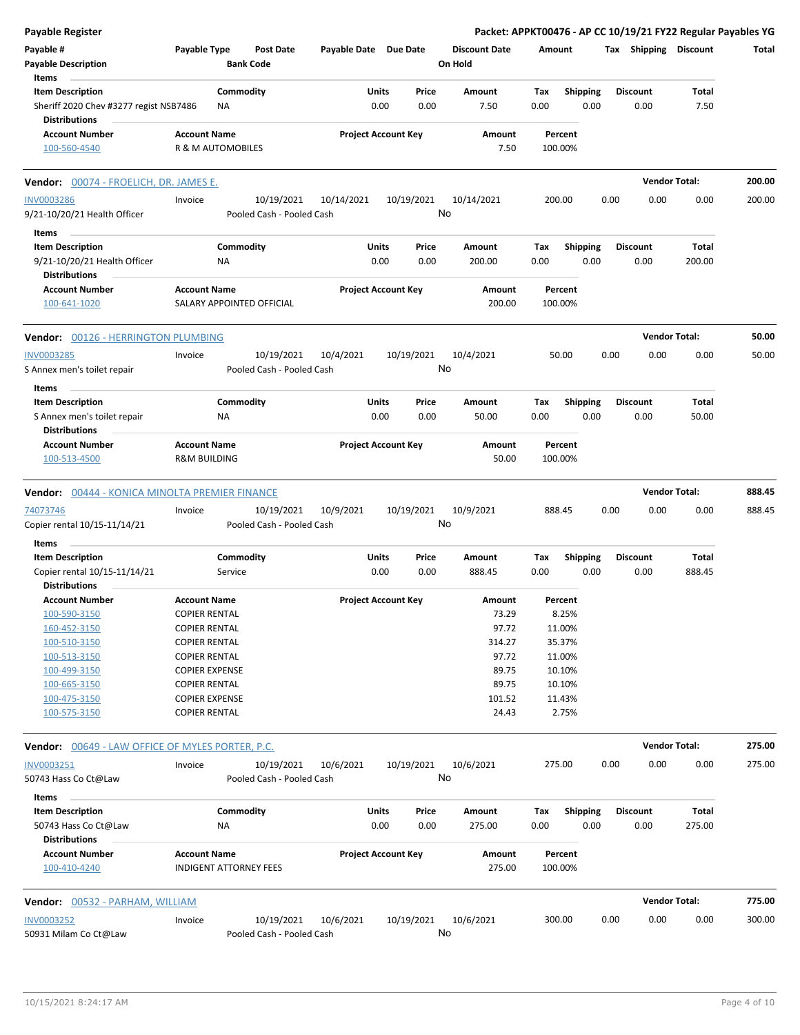## Payable Register

**Packet: APPKT00476 - AP CC 10/19/21 FY22 Regular Payables YG**

| Payable # | Payable Type | Post Date | Payable Date | Due Date | Discount Date | Amount | Tax | Shipping | Discount | Total |
|---|---|---|---|---|---|---|---|---|---|---|
| Payable Description | | Bank Code | | | On Hold | | | | | |

**Items**

| Item Description | Commodity | Units | Price | Amount | Tax | Shipping | Discount | Total |
|---|---|---|---|---|---|---|---|---|
| Sheriff 2020 Chev #3277 regist NSB7486 | NA | 0.00 | 0.00 | 7.50 | 0.00 | 0.00 | 0.00 | 7.50 |

**Distributions**

| Account Number | Account Name | Project Account Key | Amount | Percent |
|---|---|---|---|---|
| 100-560-4540 | R & M AUTOMOBILES | | 7.50 | 100.00% |

---

**Vendor: 00074 - FROELICH, DR. JAMES E.** — Vendor Total: **200.00**

| Payable # | Payable Type | Post Date | Payable Date | Due Date | Discount Date | Amount | Tax | Shipping | Discount | Total |
|---|---|---|---|---|---|---|---|---|---|---|
| INV0003286 | Invoice | 10/19/2021 | 10/14/2021 | 10/19/2021 | 10/14/2021 | 200.00 | 0.00 | 0.00 | 0.00 | 200.00 |
| 9/21-10/20/21 Health Officer | | Pooled Cash - Pooled Cash | | | No | | | | | |

**Items**

| Item Description | Commodity | Units | Price | Amount | Tax | Shipping | Discount | Total |
|---|---|---|---|---|---|---|---|---|
| 9/21-10/20/21 Health Officer | NA | 0.00 | 0.00 | 200.00 | 0.00 | 0.00 | 0.00 | 200.00 |

**Distributions**

| Account Number | Account Name | Project Account Key | Amount | Percent |
|---|---|---|---|---|
| 100-641-1020 | SALARY APPOINTED OFFICIAL | | 200.00 | 100.00% |

---

**Vendor: 00126 - HERRINGTON PLUMBING** — Vendor Total: **50.00**

| Payable # | Payable Type | Post Date | Payable Date | Due Date | Discount Date | Amount | Tax | Shipping | Discount | Total |
|---|---|---|---|---|---|---|---|---|---|---|
| INV0003285 | Invoice | 10/19/2021 | 10/4/2021 | 10/19/2021 | 10/4/2021 | 50.00 | 0.00 | 0.00 | 0.00 | 50.00 |
| S Annex men's toilet repair | | Pooled Cash - Pooled Cash | | | No | | | | | |

**Items**

| Item Description | Commodity | Units | Price | Amount | Tax | Shipping | Discount | Total |
|---|---|---|---|---|---|---|---|---|
| S Annex men's toilet repair | NA | 0.00 | 0.00 | 50.00 | 0.00 | 0.00 | 0.00 | 50.00 |

**Distributions**

| Account Number | Account Name | Project Account Key | Amount | Percent |
|---|---|---|---|---|
| 100-513-4500 | R&M BUILDING | | 50.00 | 100.00% |

---

**Vendor: 00444 - KONICA MINOLTA PREMIER FINANCE** — Vendor Total: **888.45**

| Payable # | Payable Type | Post Date | Payable Date | Due Date | Discount Date | Amount | Tax | Shipping | Discount | Total |
|---|---|---|---|---|---|---|---|---|---|---|
| 74073746 | Invoice | 10/19/2021 | 10/9/2021 | 10/19/2021 | 10/9/2021 | 888.45 | 0.00 | 0.00 | 0.00 | 888.45 |
| Copier rental 10/15-11/14/21 | | Pooled Cash - Pooled Cash | | | No | | | | | |

**Items**

| Item Description | Commodity | Units | Price | Amount | Tax | Shipping | Discount | Total |
|---|---|---|---|---|---|---|---|---|
| Copier rental 10/15-11/14/21 | Service | 0.00 | 0.00 | 888.45 | 0.00 | 0.00 | 0.00 | 888.45 |

**Distributions**

| Account Number | Account Name | Project Account Key | Amount | Percent |
|---|---|---|---|---|
| 100-590-3150 | COPIER RENTAL | | 73.29 | 8.25% |
| 160-452-3150 | COPIER RENTAL | | 97.72 | 11.00% |
| 100-510-3150 | COPIER RENTAL | | 314.27 | 35.37% |
| 100-513-3150 | COPIER RENTAL | | 97.72 | 11.00% |
| 100-499-3150 | COPIER EXPENSE | | 89.75 | 10.10% |
| 100-665-3150 | COPIER RENTAL | | 89.75 | 10.10% |
| 100-475-3150 | COPIER EXPENSE | | 101.52 | 11.43% |
| 100-575-3150 | COPIER RENTAL | | 24.43 | 2.75% |

---

**Vendor: 00649 - LAW OFFICE OF MYLES PORTER, P.C.** — Vendor Total: **275.00**

| Payable # | Payable Type | Post Date | Payable Date | Due Date | Discount Date | Amount | Tax | Shipping | Discount | Total |
|---|---|---|---|---|---|---|---|---|---|---|
| INV0003251 | Invoice | 10/19/2021 | 10/6/2021 | 10/19/2021 | 10/6/2021 | 275.00 | 0.00 | 0.00 | 0.00 | 275.00 |
| 50743 Hass Co Ct@Law | | Pooled Cash - Pooled Cash | | | No | | | | | |

**Items**

| Item Description | Commodity | Units | Price | Amount | Tax | Shipping | Discount | Total |
|---|---|---|---|---|---|---|---|---|
| 50743 Hass Co Ct@Law | NA | 0.00 | 0.00 | 275.00 | 0.00 | 0.00 | 0.00 | 275.00 |

**Distributions**

| Account Number | Account Name | Project Account Key | Amount | Percent |
|---|---|---|---|---|
| 100-410-4240 | INDIGENT ATTORNEY FEES | | 275.00 | 100.00% |

---

**Vendor: 00532 - PARHAM, WILLIAM** — Vendor Total: **775.00**

| Payable # | Payable Type | Post Date | Payable Date | Due Date | Discount Date | Amount | Tax | Shipping | Discount | Total |
|---|---|---|---|---|---|---|---|---|---|---|
| INV0003252 | Invoice | 10/19/2021 | 10/6/2021 | 10/19/2021 | 10/6/2021 | 300.00 | 0.00 | 0.00 | 0.00 | 300.00 |
| 50931 Milam Co Ct@Law | | Pooled Cash - Pooled Cash | | | No | | | | | |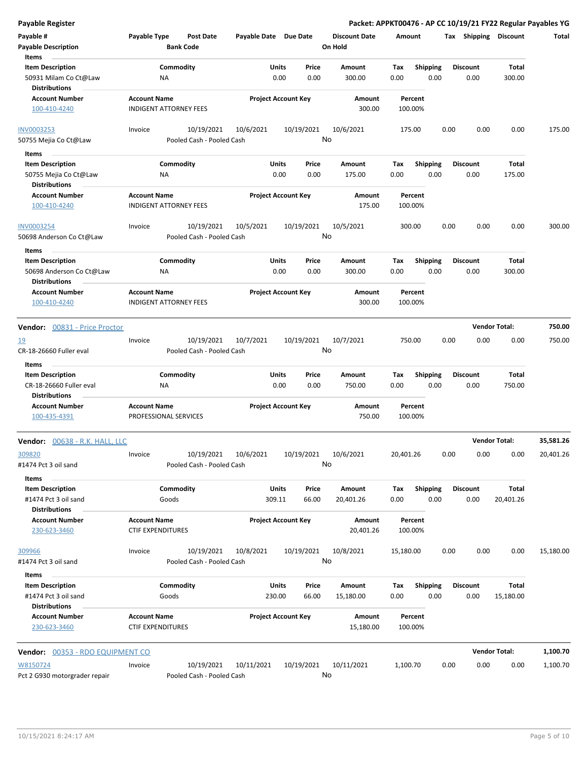## Payable Register

**Packet: APPKT00476 - AP CC 10/19/21 FY22 Regular Payables YG**

| Payable # | Payable Type | Post Date | Payable Date | Due Date | Discount Date | Amount | Tax | Shipping | Discount | Total |
|---|---|---|---|---|---|---|---|---|---|---|
| Payable Description | | Bank Code | | | On Hold | | | | | |

**Items**

| Item Description | Commodity | Units | Price | Amount | Tax | Shipping | Discount | Total |
|---|---|---|---|---|---|---|---|---|
| 50931 Milam Co Ct@Law | NA | 0.00 | 0.00 | 300.00 | 0.00 | 0.00 | 0.00 | 300.00 |

**Distributions**

| Account Number | Account Name | Project Account Key | Amount | Percent |
|---|---|---|---|---|
| 100-410-4240 | INDIGENT ATTORNEY FEES | | 300.00 | 100.00% |

| Payable # | Payable Type | Post Date | Payable Date | Due Date | Discount Date | Amount | Tax | Shipping | Discount | Total |
|---|---|---|---|---|---|---|---|---|---|---|
| INV0003253 | Invoice | 10/19/2021 | 10/6/2021 | 10/19/2021 | 10/6/2021 | 175.00 | 0.00 | 0.00 | 0.00 | 175.00 |
| 50755 Mejia Co Ct@Law | | Pooled Cash - Pooled Cash | | | No | | | | | |

**Items**

| Item Description | Commodity | Units | Price | Amount | Tax | Shipping | Discount | Total |
|---|---|---|---|---|---|---|---|---|
| 50755 Mejia Co Ct@Law | NA | 0.00 | 0.00 | 175.00 | 0.00 | 0.00 | 0.00 | 175.00 |

**Distributions**

| Account Number | Account Name | Project Account Key | Amount | Percent |
|---|---|---|---|---|
| 100-410-4240 | INDIGENT ATTORNEY FEES | | 175.00 | 100.00% |

| Payable # | Payable Type | Post Date | Payable Date | Due Date | Discount Date | Amount | Tax | Shipping | Discount | Total |
|---|---|---|---|---|---|---|---|---|---|---|
| INV0003254 | Invoice | 10/19/2021 | 10/5/2021 | 10/19/2021 | 10/5/2021 | 300.00 | 0.00 | 0.00 | 0.00 | 300.00 |
| 50698 Anderson Co Ct@Law | | Pooled Cash - Pooled Cash | | | No | | | | | |

**Items**

| Item Description | Commodity | Units | Price | Amount | Tax | Shipping | Discount | Total |
|---|---|---|---|---|---|---|---|---|
| 50698 Anderson Co Ct@Law | NA | 0.00 | 0.00 | 300.00 | 0.00 | 0.00 | 0.00 | 300.00 |

**Distributions**

| Account Number | Account Name | Project Account Key | Amount | Percent |
|---|---|---|---|---|
| 100-410-4240 | INDIGENT ATTORNEY FEES | | 300.00 | 100.00% |

### Vendor: 00831 - Price Proctor — Vendor Total: 750.00

| Payable # | Payable Type | Post Date | Payable Date | Due Date | Discount Date | Amount | Tax | Shipping | Discount | Total |
|---|---|---|---|---|---|---|---|---|---|---|
| 19 | Invoice | 10/19/2021 | 10/7/2021 | 10/19/2021 | 10/7/2021 | 750.00 | 0.00 | 0.00 | 0.00 | 750.00 |
| CR-18-26660 Fuller eval | | Pooled Cash - Pooled Cash | | | No | | | | | |

**Items**

| Item Description | Commodity | Units | Price | Amount | Tax | Shipping | Discount | Total |
|---|---|---|---|---|---|---|---|---|
| CR-18-26660 Fuller eval | NA | 0.00 | 0.00 | 750.00 | 0.00 | 0.00 | 0.00 | 750.00 |

**Distributions**

| Account Number | Account Name | Project Account Key | Amount | Percent |
|---|---|---|---|---|
| 100-435-4391 | PROFESSIONAL SERVICES | | 750.00 | 100.00% |

### Vendor: 00638 - R.K. HALL, LLC — Vendor Total: 35,581.26

| Payable # | Payable Type | Post Date | Payable Date | Due Date | Discount Date | Amount | Tax | Shipping | Discount | Total |
|---|---|---|---|---|---|---|---|---|---|---|
| 309820 | Invoice | 10/19/2021 | 10/6/2021 | 10/19/2021 | 10/6/2021 | 20,401.26 | 0.00 | 0.00 | 0.00 | 20,401.26 |
| #1474 Pct 3 oil sand | | Pooled Cash - Pooled Cash | | | No | | | | | |

**Items**

| Item Description | Commodity | Units | Price | Amount | Tax | Shipping | Discount | Total |
|---|---|---|---|---|---|---|---|---|
| #1474 Pct 3 oil sand | Goods | 309.11 | 66.00 | 20,401.26 | 0.00 | 0.00 | 0.00 | 20,401.26 |

**Distributions**

| Account Number | Account Name | Project Account Key | Amount | Percent |
|---|---|---|---|---|
| 230-623-3460 | CTIF EXPENDITURES | | 20,401.26 | 100.00% |

| Payable # | Payable Type | Post Date | Payable Date | Due Date | Discount Date | Amount | Tax | Shipping | Discount | Total |
|---|---|---|---|---|---|---|---|---|---|---|
| 309966 | Invoice | 10/19/2021 | 10/8/2021 | 10/19/2021 | 10/8/2021 | 15,180.00 | 0.00 | 0.00 | 0.00 | 15,180.00 |
| #1474 Pct 3 oil sand | | Pooled Cash - Pooled Cash | | | No | | | | | |

**Items**

| Item Description | Commodity | Units | Price | Amount | Tax | Shipping | Discount | Total |
|---|---|---|---|---|---|---|---|---|
| #1474 Pct 3 oil sand | Goods | 230.00 | 66.00 | 15,180.00 | 0.00 | 0.00 | 0.00 | 15,180.00 |

**Distributions**

| Account Number | Account Name | Project Account Key | Amount | Percent |
|---|---|---|---|---|
| 230-623-3460 | CTIF EXPENDITURES | | 15,180.00 | 100.00% |

### Vendor: 00353 - RDO EQUIPMENT CO — Vendor Total: 1,100.70

| Payable # | Payable Type | Post Date | Payable Date | Due Date | Discount Date | Amount | Tax | Shipping | Discount | Total |
|---|---|---|---|---|---|---|---|---|---|---|
| W8150724 | Invoice | 10/19/2021 | 10/11/2021 | 10/19/2021 | 10/11/2021 | 1,100.70 | 0.00 | 0.00 | 0.00 | 1,100.70 |
| Pct 2 G930 motorgrader repair | | Pooled Cash - Pooled Cash | | | No | | | | | |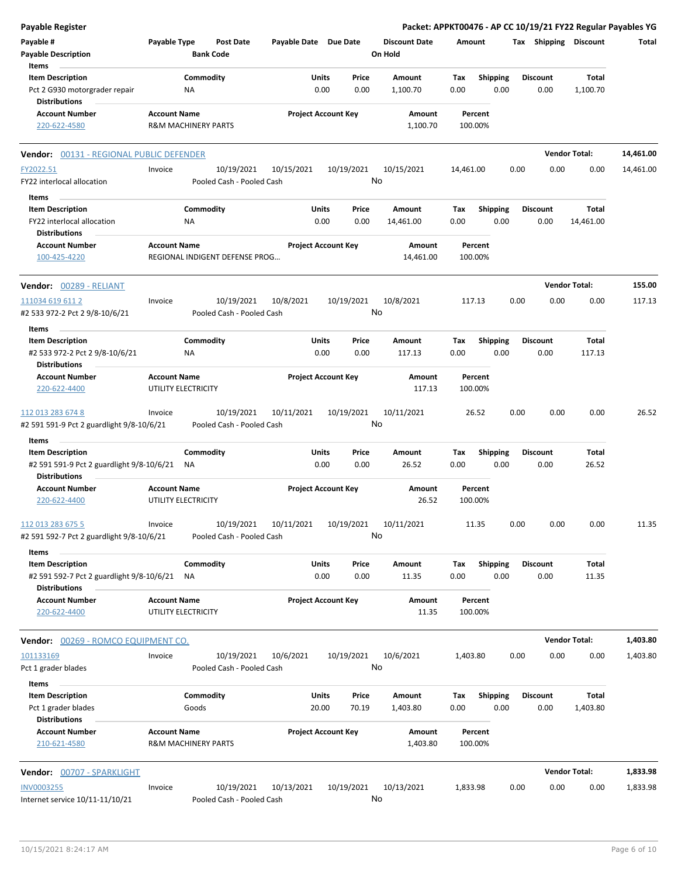**Payable Register** — **Packet: APPKT00476 - AP CC 10/19/21 FY22 Regular Payables YG**

| Payable # | Payable Type | Post Date | Payable Date | Due Date | Discount Date | Amount | Tax | Shipping | Discount | Total |
|---|---|---|---|---|---|---|---|---|---|---|
| Payable Description | | Bank Code | | | On Hold | | | | | |

**Items**

| Item Description | Commodity | Units | Price | Amount | Tax | Shipping | Discount | Total |
|---|---|---|---|---|---|---|---|---|
| Pct 2 G930 motorgrader repair | NA | 0.00 | 0.00 | 1,100.70 | 0.00 | 0.00 | 0.00 | 1,100.70 |

**Distributions**

| Account Number | Account Name | Project Account Key | Amount | Percent |
|---|---|---|---|---|
| 220-622-4580 | R&M MACHINERY PARTS | | 1,100.70 | 100.00% |

---

**Vendor: 00131 - REGIONAL PUBLIC DEFENDER** — **Vendor Total: 14,461.00**

| Payable # | Payable Type | Post Date | Payable Date | Due Date | Discount Date | Amount | Tax | Shipping | Discount | Total |
|---|---|---|---|---|---|---|---|---|---|---|
| FY2022.51 | Invoice | 10/19/2021 | 10/15/2021 | 10/19/2021 | 10/15/2021 | 14,461.00 | 0.00 | 0.00 | 0.00 | 14,461.00 |
| FY22 interlocal allocation | | Pooled Cash - Pooled Cash | | | No | | | | | |

**Items**

| Item Description | Commodity | Units | Price | Amount | Tax | Shipping | Discount | Total |
|---|---|---|---|---|---|---|---|---|
| FY22 interlocal allocation | NA | 0.00 | 0.00 | 14,461.00 | 0.00 | 0.00 | 0.00 | 14,461.00 |

**Distributions**

| Account Number | Account Name | Project Account Key | Amount | Percent |
|---|---|---|---|---|
| 100-425-4220 | REGIONAL INDIGENT DEFENSE PROG… | | 14,461.00 | 100.00% |

---

**Vendor: 00289 - RELIANT** — **Vendor Total: 155.00**

| Payable # | Payable Type | Post Date | Payable Date | Due Date | Discount Date | Amount | Tax | Shipping | Discount | Total |
|---|---|---|---|---|---|---|---|---|---|---|
| 111034 619 611 2 | Invoice | 10/19/2021 | 10/8/2021 | 10/19/2021 | 10/8/2021 | 117.13 | 0.00 | 0.00 | 0.00 | 117.13 |
| #2 533 972-2 Pct 2 9/8-10/6/21 | | Pooled Cash - Pooled Cash | | | No | | | | | |

**Items**

| Item Description | Commodity | Units | Price | Amount | Tax | Shipping | Discount | Total |
|---|---|---|---|---|---|---|---|---|
| #2 533 972-2 Pct 2 9/8-10/6/21 | NA | 0.00 | 0.00 | 117.13 | 0.00 | 0.00 | 0.00 | 117.13 |

**Distributions**

| Account Number | Account Name | Project Account Key | Amount | Percent |
|---|---|---|---|---|
| 220-622-4400 | UTILITY ELECTRICITY | | 117.13 | 100.00% |

| Payable # | Payable Type | Post Date | Payable Date | Due Date | Discount Date | Amount | Tax | Shipping | Discount | Total |
|---|---|---|---|---|---|---|---|---|---|---|
| 112 013 283 674 8 | Invoice | 10/19/2021 | 10/11/2021 | 10/19/2021 | 10/11/2021 | 26.52 | 0.00 | 0.00 | 0.00 | 26.52 |
| #2 591 591-9 Pct 2 guardlight 9/8-10/6/21 | | Pooled Cash - Pooled Cash | | | No | | | | | |

**Items**

| Item Description | Commodity | Units | Price | Amount | Tax | Shipping | Discount | Total |
|---|---|---|---|---|---|---|---|---|
| #2 591 591-9 Pct 2 guardlight 9/8-10/6/21 | NA | 0.00 | 0.00 | 26.52 | 0.00 | 0.00 | 0.00 | 26.52 |

**Distributions**

| Account Number | Account Name | Project Account Key | Amount | Percent |
|---|---|---|---|---|
| 220-622-4400 | UTILITY ELECTRICITY | | 26.52 | 100.00% |

| Payable # | Payable Type | Post Date | Payable Date | Due Date | Discount Date | Amount | Tax | Shipping | Discount | Total |
|---|---|---|---|---|---|---|---|---|---|---|
| 112 013 283 675 5 | Invoice | 10/19/2021 | 10/11/2021 | 10/19/2021 | 10/11/2021 | 11.35 | 0.00 | 0.00 | 0.00 | 11.35 |
| #2 591 592-7 Pct 2 guardlight 9/8-10/6/21 | | Pooled Cash - Pooled Cash | | | No | | | | | |

**Items**

| Item Description | Commodity | Units | Price | Amount | Tax | Shipping | Discount | Total |
|---|---|---|---|---|---|---|---|---|
| #2 591 592-7 Pct 2 guardlight 9/8-10/6/21 | NA | 0.00 | 0.00 | 11.35 | 0.00 | 0.00 | 0.00 | 11.35 |

**Distributions**

| Account Number | Account Name | Project Account Key | Amount | Percent |
|---|---|---|---|---|
| 220-622-4400 | UTILITY ELECTRICITY | | 11.35 | 100.00% |

---

**Vendor: 00269 - ROMCO EQUIPMENT CO.** — **Vendor Total: 1,403.80**

| Payable # | Payable Type | Post Date | Payable Date | Due Date | Discount Date | Amount | Tax | Shipping | Discount | Total |
|---|---|---|---|---|---|---|---|---|---|---|
| 101133169 | Invoice | 10/19/2021 | 10/6/2021 | 10/19/2021 | 10/6/2021 | 1,403.80 | 0.00 | 0.00 | 0.00 | 1,403.80 |
| Pct 1 grader blades | | Pooled Cash - Pooled Cash | | | No | | | | | |

**Items**

| Item Description | Commodity | Units | Price | Amount | Tax | Shipping | Discount | Total |
|---|---|---|---|---|---|---|---|---|
| Pct 1 grader blades | Goods | 20.00 | 70.19 | 1,403.80 | 0.00 | 0.00 | 0.00 | 1,403.80 |

**Distributions**

| Account Number | Account Name | Project Account Key | Amount | Percent |
|---|---|---|---|---|
| 210-621-4580 | R&M MACHINERY PARTS | | 1,403.80 | 100.00% |

---

**Vendor: 00707 - SPARKLIGHT** — **Vendor Total: 1,833.98**

| Payable # | Payable Type | Post Date | Payable Date | Due Date | Discount Date | Amount | Tax | Shipping | Discount | Total |
|---|---|---|---|---|---|---|---|---|---|---|
| INV0003255 | Invoice | 10/19/2021 | 10/13/2021 | 10/19/2021 | 10/13/2021 | 1,833.98 | 0.00 | 0.00 | 0.00 | 1,833.98 |
| Internet service 10/11-11/10/21 | | Pooled Cash - Pooled Cash | | | No | | | | | |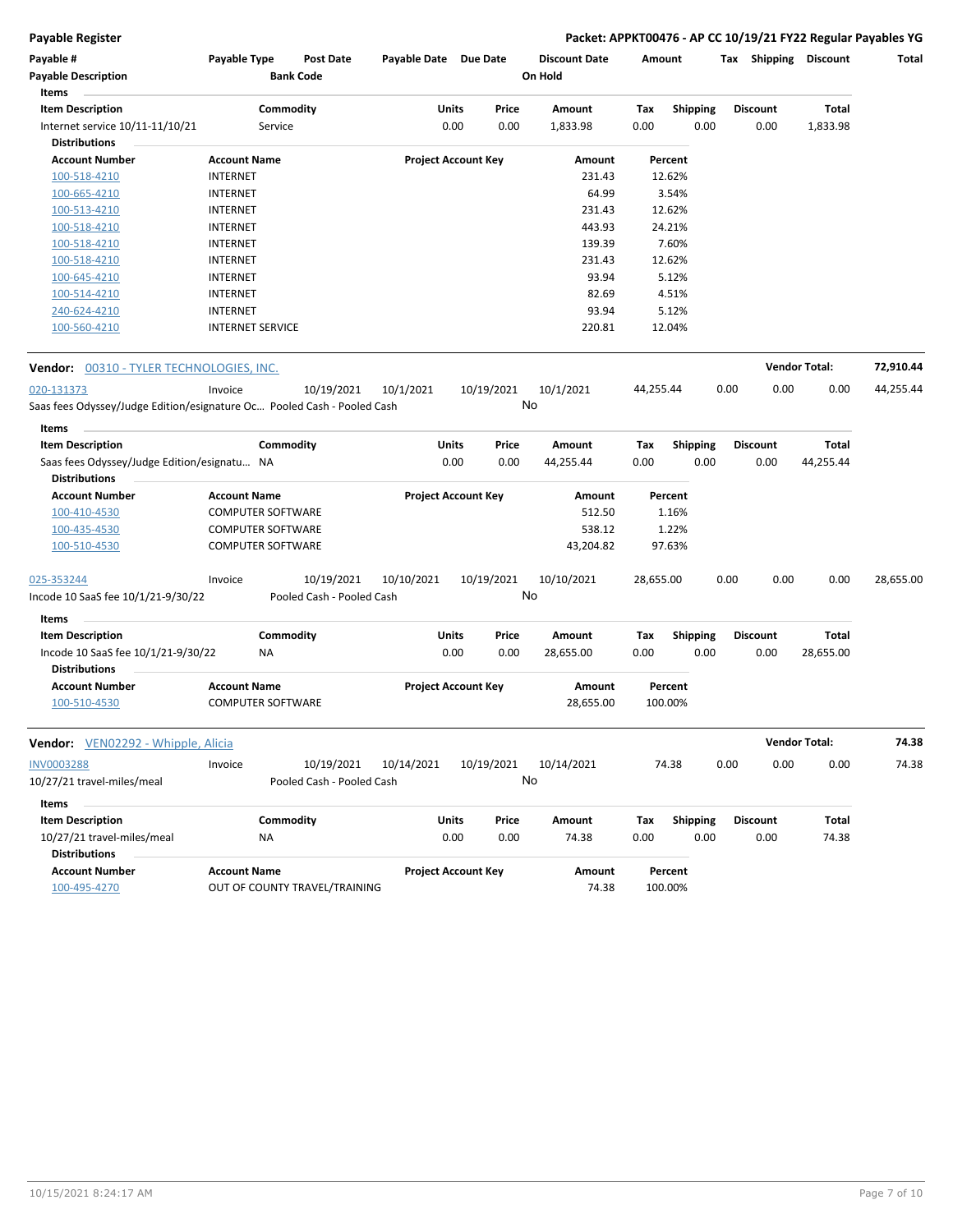**Payable Register** — **Packet: APPKT00476 - AP CC 10/19/21 FY22 Regular Payables YG**

| Payable # | Payable Type | Post Date | Payable Date | Due Date | Discount Date | Amount | Tax | Shipping | Discount | Total |
|---|---|---|---|---|---|---|---|---|---|---|
| Payable Description | | Bank Code | | | On Hold | | | | | |

**Items**

| Item Description | Commodity | Units | Price | Amount | Tax | Shipping | Discount | Total |
|---|---|---|---|---|---|---|---|---|
| Internet service 10/11-11/10/21 | Service | 0.00 | 0.00 | 1,833.98 | 0.00 | 0.00 | 0.00 | 1,833.98 |

**Distributions**

| Account Number | Account Name | Project Account Key | Amount | Percent |
|---|---|---|---|---|
| 100-518-4210 | INTERNET | | 231.43 | 12.62% |
| 100-665-4210 | INTERNET | | 64.99 | 3.54% |
| 100-513-4210 | INTERNET | | 231.43 | 12.62% |
| 100-518-4210 | INTERNET | | 443.93 | 24.21% |
| 100-518-4210 | INTERNET | | 139.39 | 7.60% |
| 100-518-4210 | INTERNET | | 231.43 | 12.62% |
| 100-645-4210 | INTERNET | | 93.94 | 5.12% |
| 100-514-4210 | INTERNET | | 82.69 | 4.51% |
| 240-624-4210 | INTERNET | | 93.94 | 5.12% |
| 100-560-4210 | INTERNET SERVICE | | 220.81 | 12.04% |

---

**Vendor:** 00310 - TYLER TECHNOLOGIES, INC. — **Vendor Total: 72,910.44**

| Payable # | Payable Type | Post Date | Payable Date | Due Date | Discount Date | Amount | Tax | Shipping | Discount | Total |
|---|---|---|---|---|---|---|---|---|---|---|
| 020-131373 | Invoice | 10/19/2021 | 10/1/2021 | 10/19/2021 | 10/1/2021 | 44,255.44 | 0.00 | 0.00 | 0.00 | 44,255.44 |
| Saas fees Odyssey/Judge Edition/esignature Oc… | | Pooled Cash - Pooled Cash | | | No | | | | | |

**Items**

| Item Description | Commodity | Units | Price | Amount | Tax | Shipping | Discount | Total |
|---|---|---|---|---|---|---|---|---|
| Saas fees Odyssey/Judge Edition/esignatu… | NA | 0.00 | 0.00 | 44,255.44 | 0.00 | 0.00 | 0.00 | 44,255.44 |

**Distributions**

| Account Number | Account Name | Project Account Key | Amount | Percent |
|---|---|---|---|---|
| 100-410-4530 | COMPUTER SOFTWARE | | 512.50 | 1.16% |
| 100-435-4530 | COMPUTER SOFTWARE | | 538.12 | 1.22% |
| 100-510-4530 | COMPUTER SOFTWARE | | 43,204.82 | 97.63% |

| Payable # | Payable Type | Post Date | Payable Date | Due Date | Discount Date | Amount | Tax | Shipping | Discount | Total |
|---|---|---|---|---|---|---|---|---|---|---|
| 025-353244 | Invoice | 10/19/2021 | 10/10/2021 | 10/19/2021 | 10/10/2021 | 28,655.00 | 0.00 | 0.00 | 0.00 | 28,655.00 |
| Incode 10 SaaS fee 10/1/21-9/30/22 | | Pooled Cash - Pooled Cash | | | No | | | | | |

**Items**

| Item Description | Commodity | Units | Price | Amount | Tax | Shipping | Discount | Total |
|---|---|---|---|---|---|---|---|---|
| Incode 10 SaaS fee 10/1/21-9/30/22 | NA | 0.00 | 0.00 | 28,655.00 | 0.00 | 0.00 | 0.00 | 28,655.00 |

**Distributions**

| Account Number | Account Name | Project Account Key | Amount | Percent |
|---|---|---|---|---|
| 100-510-4530 | COMPUTER SOFTWARE | | 28,655.00 | 100.00% |

---

**Vendor:** VEN02292 - Whipple, Alicia — **Vendor Total: 74.38**

| Payable # | Payable Type | Post Date | Payable Date | Due Date | Discount Date | Amount | Tax | Shipping | Discount | Total |
|---|---|---|---|---|---|---|---|---|---|---|
| INV0003288 | Invoice | 10/19/2021 | 10/14/2021 | 10/19/2021 | 10/14/2021 | 74.38 | 0.00 | 0.00 | 0.00 | 74.38 |
| 10/27/21 travel-miles/meal | | Pooled Cash - Pooled Cash | | | No | | | | | |

**Items**

| Item Description | Commodity | Units | Price | Amount | Tax | Shipping | Discount | Total |
|---|---|---|---|---|---|---|---|---|
| 10/27/21 travel-miles/meal | NA | 0.00 | 0.00 | 74.38 | 0.00 | 0.00 | 0.00 | 74.38 |

**Distributions**

| Account Number | Account Name | Project Account Key | Amount | Percent |
|---|---|---|---|---|
| 100-495-4270 | OUT OF COUNTY TRAVEL/TRAINING | | 74.38 | 100.00% |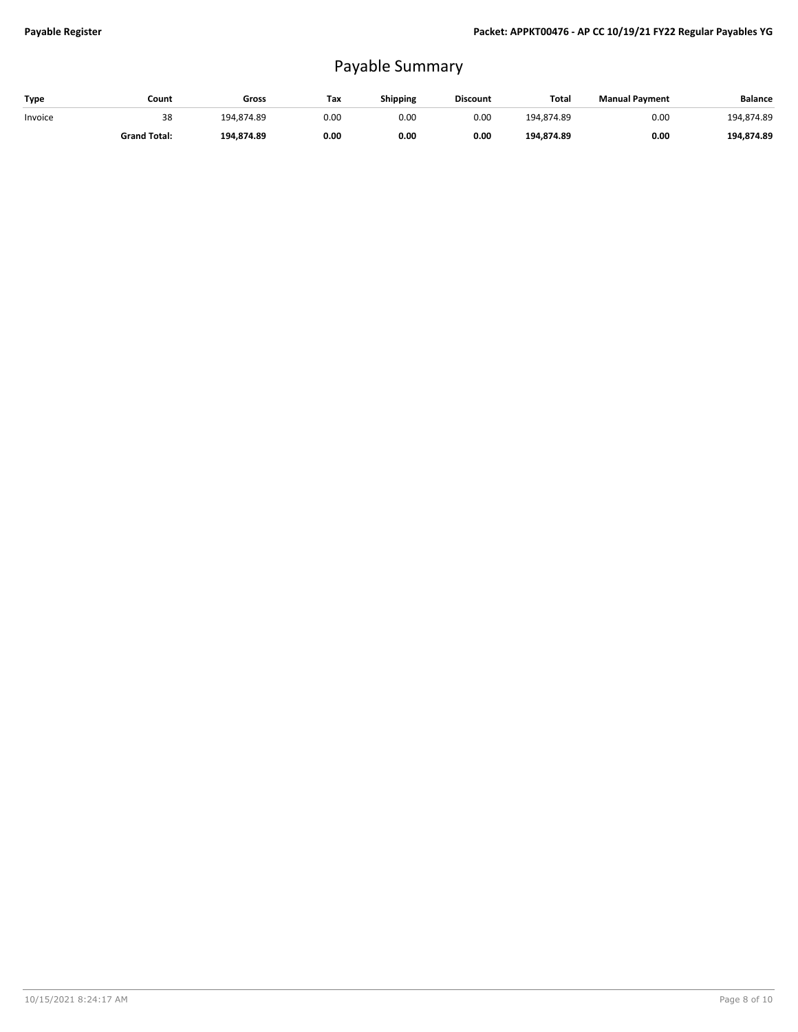# Payable Summary

| Type | Count | Gross | Tax | Shipping | Discount | Total | Manual Payment | Balance |
|---|---|---|---|---|---|---|---|---|
| Invoice | 38 | 194,874.89 | 0.00 | 0.00 | 0.00 | 194,874.89 | 0.00 | 194,874.89 |
| | **Grand Total:** | **194,874.89** | **0.00** | **0.00** | **0.00** | **194,874.89** | **0.00** | **194,874.89** |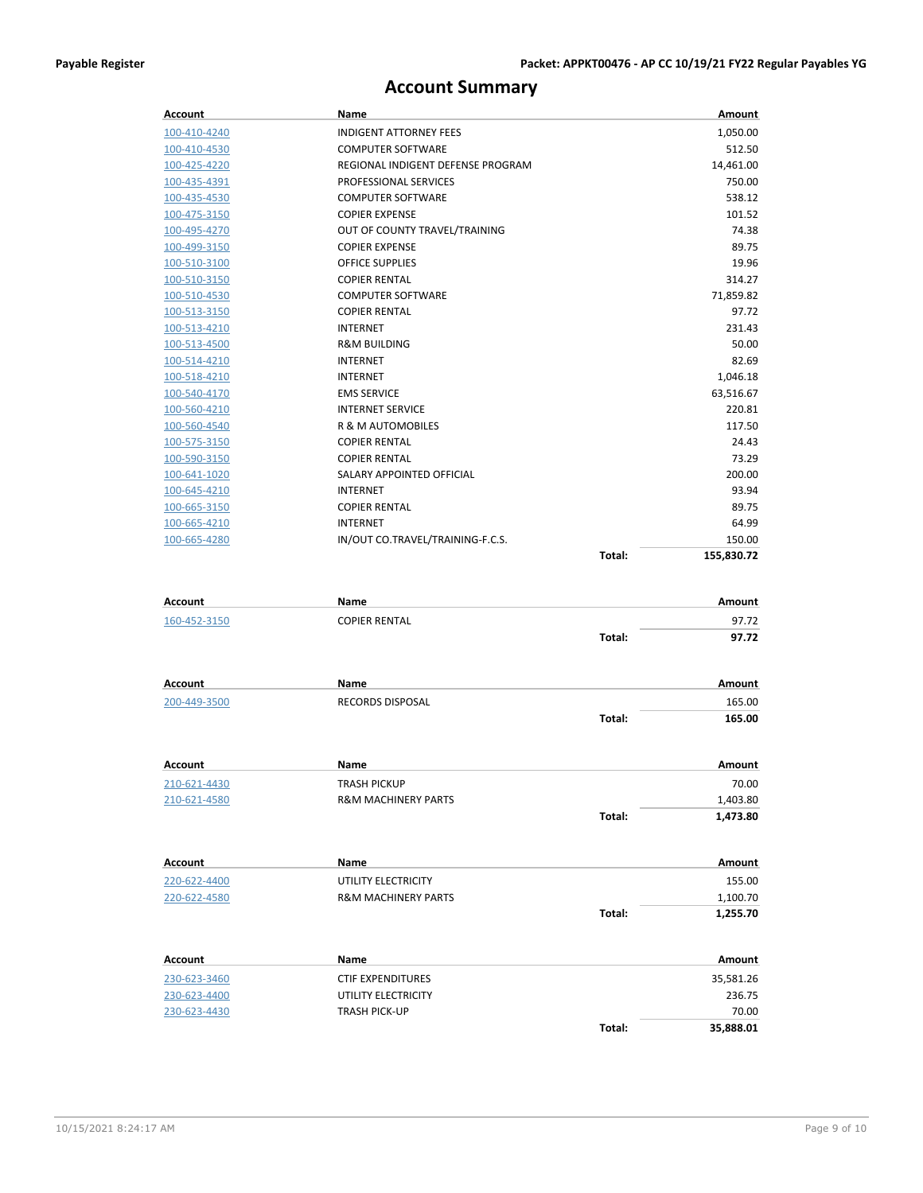# Account Summary

| Account | Name | | Amount |
|---|---|---|---|
| 100-410-4240 | INDIGENT ATTORNEY FEES | | 1,050.00 |
| 100-410-4530 | COMPUTER SOFTWARE | | 512.50 |
| 100-425-4220 | REGIONAL INDIGENT DEFENSE PROGRAM | | 14,461.00 |
| 100-435-4391 | PROFESSIONAL SERVICES | | 750.00 |
| 100-435-4530 | COMPUTER SOFTWARE | | 538.12 |
| 100-475-3150 | COPIER EXPENSE | | 101.52 |
| 100-495-4270 | OUT OF COUNTY TRAVEL/TRAINING | | 74.38 |
| 100-499-3150 | COPIER EXPENSE | | 89.75 |
| 100-510-3100 | OFFICE SUPPLIES | | 19.96 |
| 100-510-3150 | COPIER RENTAL | | 314.27 |
| 100-510-4530 | COMPUTER SOFTWARE | | 71,859.82 |
| 100-513-3150 | COPIER RENTAL | | 97.72 |
| 100-513-4210 | INTERNET | | 231.43 |
| 100-513-4500 | R&M BUILDING | | 50.00 |
| 100-514-4210 | INTERNET | | 82.69 |
| 100-518-4210 | INTERNET | | 1,046.18 |
| 100-540-4170 | EMS SERVICE | | 63,516.67 |
| 100-560-4210 | INTERNET SERVICE | | 220.81 |
| 100-560-4540 | R & M AUTOMOBILES | | 117.50 |
| 100-575-3150 | COPIER RENTAL | | 24.43 |
| 100-590-3150 | COPIER RENTAL | | 73.29 |
| 100-641-1020 | SALARY APPOINTED OFFICIAL | | 200.00 |
| 100-645-4210 | INTERNET | | 93.94 |
| 100-665-3150 | COPIER RENTAL | | 89.75 |
| 100-665-4210 | INTERNET | | 64.99 |
| 100-665-4280 | IN/OUT CO.TRAVEL/TRAINING-F.C.S. | | 150.00 |
| | | **Total:** | **155,830.72** |

| Account | Name | | Amount |
|---|---|---|---|
| 160-452-3150 | COPIER RENTAL | | 97.72 |
| | | **Total:** | **97.72** |

| Account | Name | | Amount |
|---|---|---|---|
| 200-449-3500 | RECORDS DISPOSAL | | 165.00 |
| | | **Total:** | **165.00** |

| Account | Name | | Amount |
|---|---|---|---|
| 210-621-4430 | TRASH PICKUP | | 70.00 |
| 210-621-4580 | R&M MACHINERY PARTS | | 1,403.80 |
| | | **Total:** | **1,473.80** |

| Account | Name | | Amount |
|---|---|---|---|
| 220-622-4400 | UTILITY ELECTRICITY | | 155.00 |
| 220-622-4580 | R&M MACHINERY PARTS | | 1,100.70 |
| | | **Total:** | **1,255.70** |

| Account | Name | | Amount |
|---|---|---|---|
| 230-623-3460 | CTIF EXPENDITURES | | 35,581.26 |
| 230-623-4400 | UTILITY ELECTRICITY | | 236.75 |
| 230-623-4430 | TRASH PICK-UP | | 70.00 |
| | | **Total:** | **35,888.01** |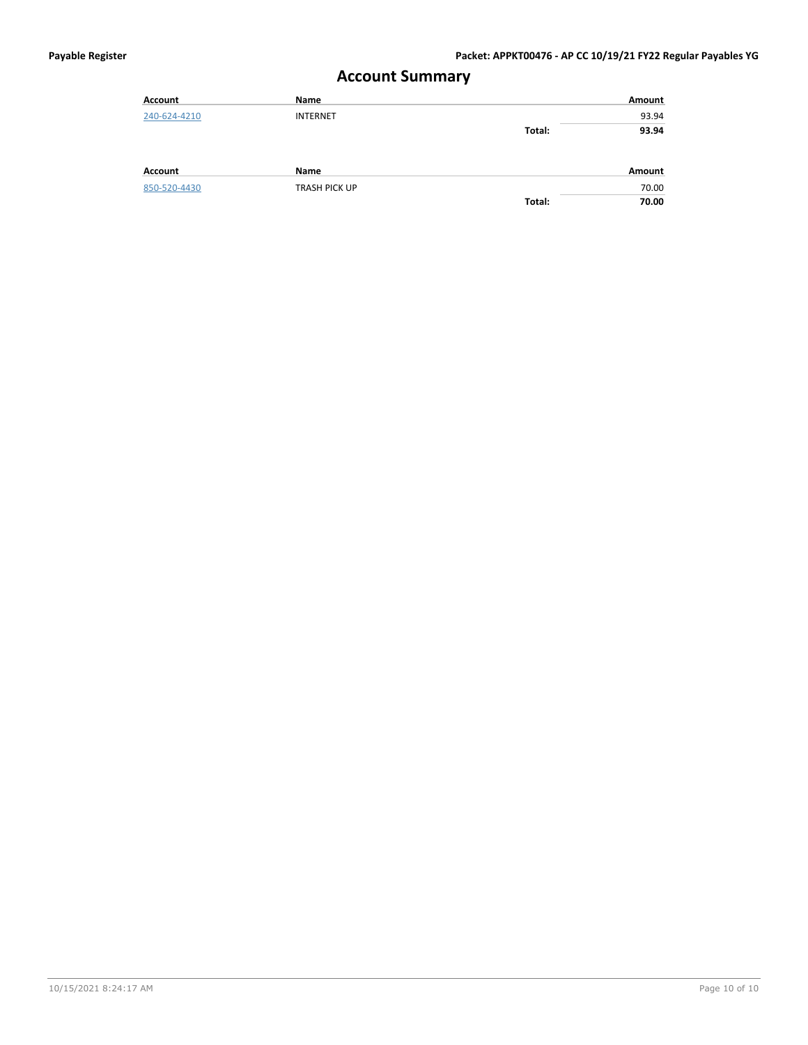# Account Summary

| Account | Name | | Amount |
|---|---|---|---|
| 240-624-4210 | INTERNET | | 93.94 |
| | | Total: | **93.94** |

| Account | Name | | Amount |
|---|---|---|---|
| 850-520-4430 | TRASH PICK UP | | 70.00 |
| | | Total: | **70.00** |